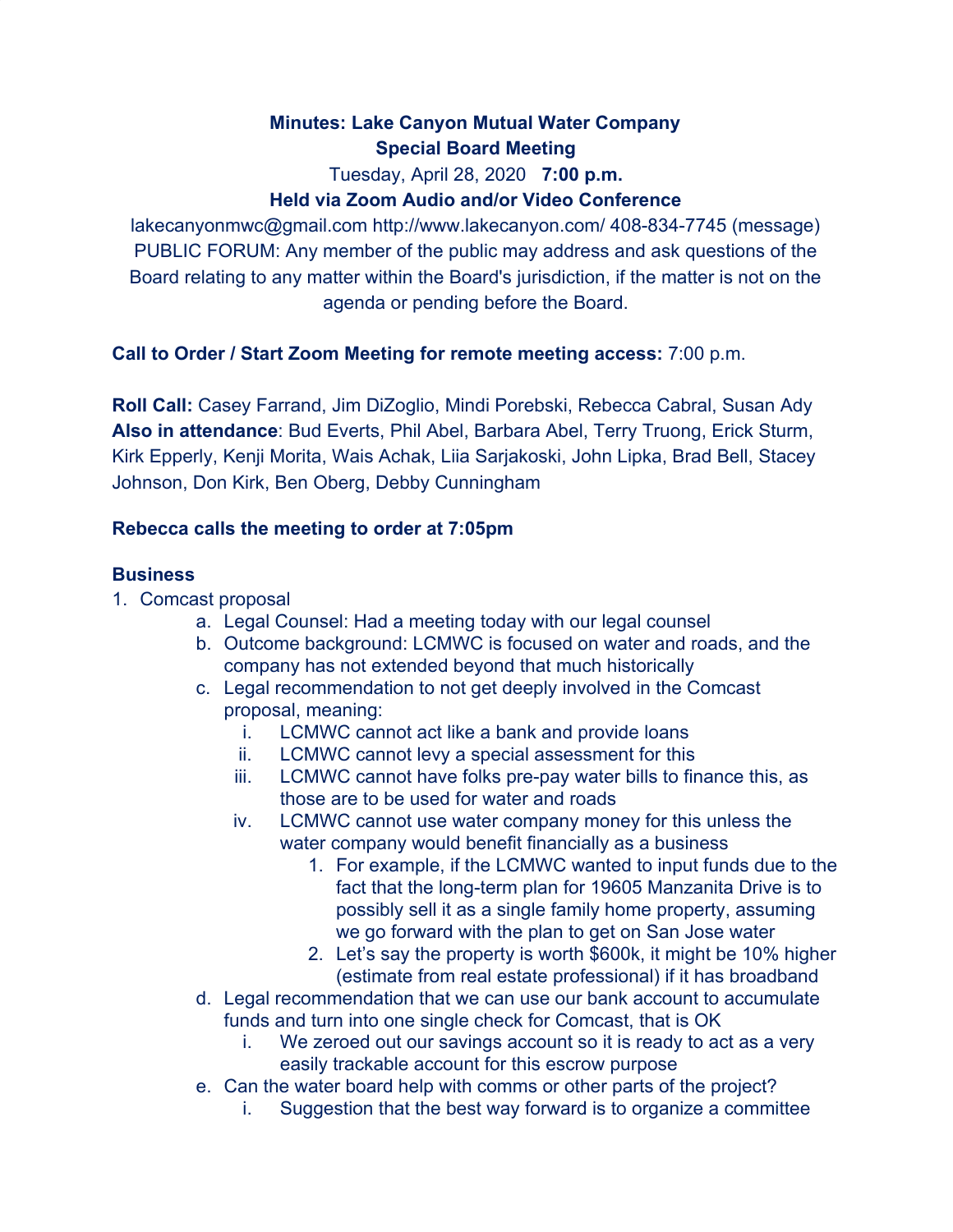**Minutes: Lake Canyon Mutual Water Company**
**Special Board Meeting**

Tuesday, April 28, 2020 **7:00 p.m.**

**Held via Zoom Audio and/or Video Conference**

lakecanyonmwc@gmail.com http://www.lakecanyon.com/ 408-834-7745 (message)
PUBLIC FORUM: Any member of the public may address and ask questions of the Board relating to any matter within the Board's jurisdiction, if the matter is not on the agenda or pending before the Board.

**Call to Order / Start Zoom Meeting for remote meeting access:** 7:00 p.m.

**Roll Call:** Casey Farrand, Jim DiZoglio, Mindi Porebski, Rebecca Cabral, Susan Ady
**Also in attendance**: Bud Everts, Phil Abel, Barbara Abel, Terry Truong, Erick Sturm, Kirk Epperly, Kenji Morita, Wais Achak, Liia Sarjakoski, John Lipka, Brad Bell, Stacey Johnson, Don Kirk, Ben Oberg, Debby Cunningham

**Rebecca calls the meeting to order at 7:05pm**

**Business**

1. Comcast proposal
    a. Legal Counsel: Had a meeting today with our legal counsel
    b. Outcome background: LCMWC is focused on water and roads, and the company has not extended beyond that much historically
    c. Legal recommendation to not get deeply involved in the Comcast proposal, meaning:
        i. LCMWC cannot act like a bank and provide loans
        ii. LCMWC cannot levy a special assessment for this
        iii. LCMWC cannot have folks pre-pay water bills to finance this, as those are to be used for water and roads
        iv. LCMWC cannot use water company money for this unless the water company would benefit financially as a business
            1. For example, if the LCMWC wanted to input funds due to the fact that the long-term plan for 19605 Manzanita Drive is to possibly sell it as a single family home property, assuming we go forward with the plan to get on San Jose water
            2. Let's say the property is worth $600k, it might be 10% higher (estimate from real estate professional) if it has broadband
    d. Legal recommendation that we can use our bank account to accumulate funds and turn into one single check for Comcast, that is OK
        i. We zeroed out our savings account so it is ready to act as a very easily trackable account for this escrow purpose
    e. Can the water board help with comms or other parts of the project?
        i. Suggestion that the best way forward is to organize a committee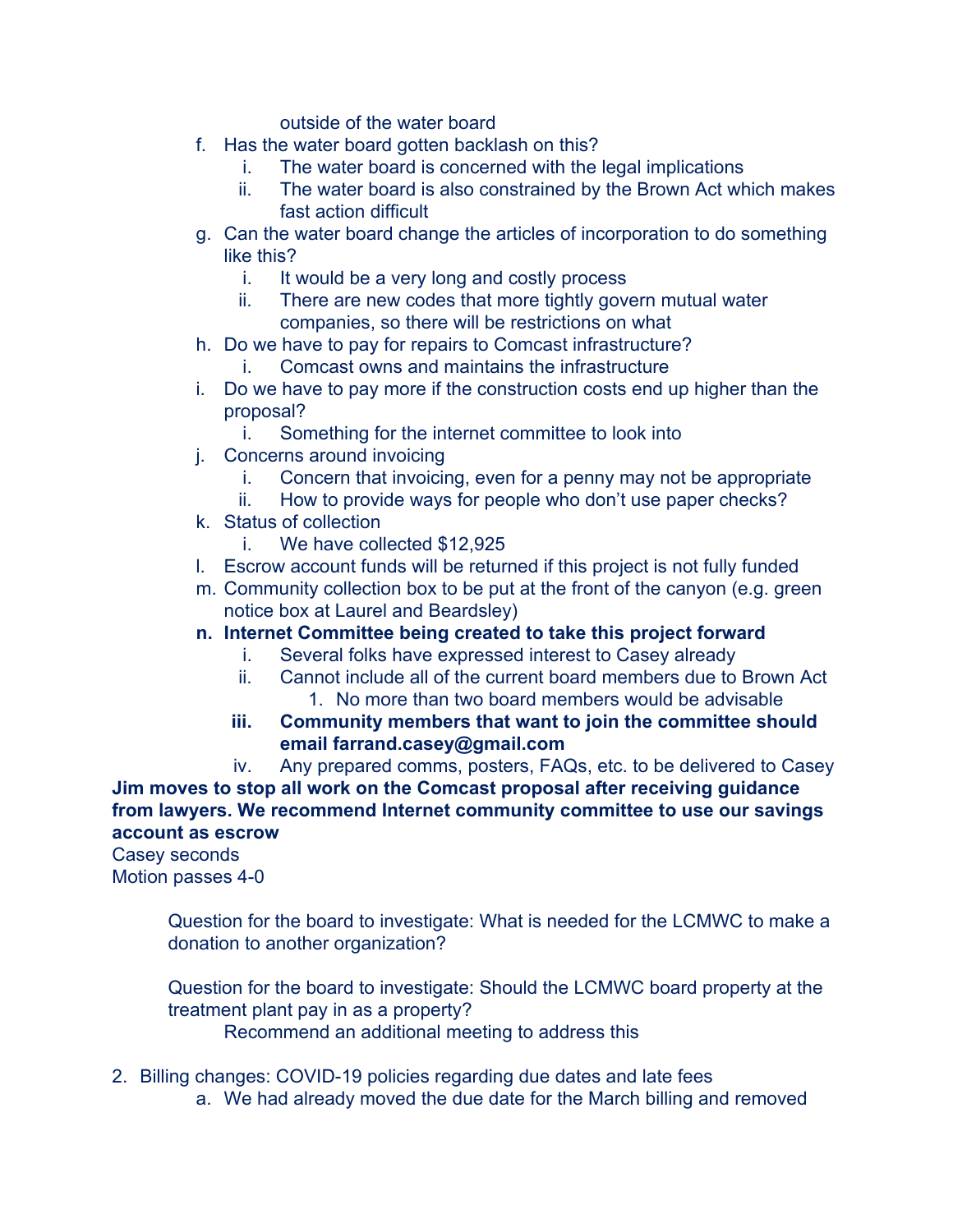outside of the water board

f. Has the water board gotten backlash on this?
   i. The water board is concerned with the legal implications
   ii. The water board is also constrained by the Brown Act which makes fast action difficult
g. Can the water board change the articles of incorporation to do something like this?
   i. It would be a very long and costly process
   ii. There are new codes that more tightly govern mutual water companies, so there will be restrictions on what
h. Do we have to pay for repairs to Comcast infrastructure?
   i. Comcast owns and maintains the infrastructure
i. Do we have to pay more if the construction costs end up higher than the proposal?
   i. Something for the internet committee to look into
j. Concerns around invoicing
   i. Concern that invoicing, even for a penny may not be appropriate
   ii. How to provide ways for people who don't use paper checks?
k. Status of collection
   i. We have collected $12,925
l. Escrow account funds will be returned if this project is not fully funded
m. Community collection box to be put at the front of the canyon (e.g. green notice box at Laurel and Beardsley)
n. **Internet Committee being created to take this project forward**
   i. Several folks have expressed interest to Casey already
   ii. Cannot include all of the current board members due to Brown Act
      1. No more than two board members would be advisable
   iii. **Community members that want to join the committee should email farrand.casey@gmail.com**
   iv. Any prepared comms, posters, FAQs, etc. to be delivered to Casey

**Jim moves to stop all work on the Comcast proposal after receiving guidance from lawyers. We recommend Internet community committee to use our savings account as escrow**
Casey seconds
Motion passes 4-0

Question for the board to investigate: What is needed for the LCMWC to make a donation to another organization?

Question for the board to investigate: Should the LCMWC board property at the treatment plant pay in as a property?
Recommend an additional meeting to address this

2. Billing changes: COVID-19 policies regarding due dates and late fees
   a. We had already moved the due date for the March billing and removed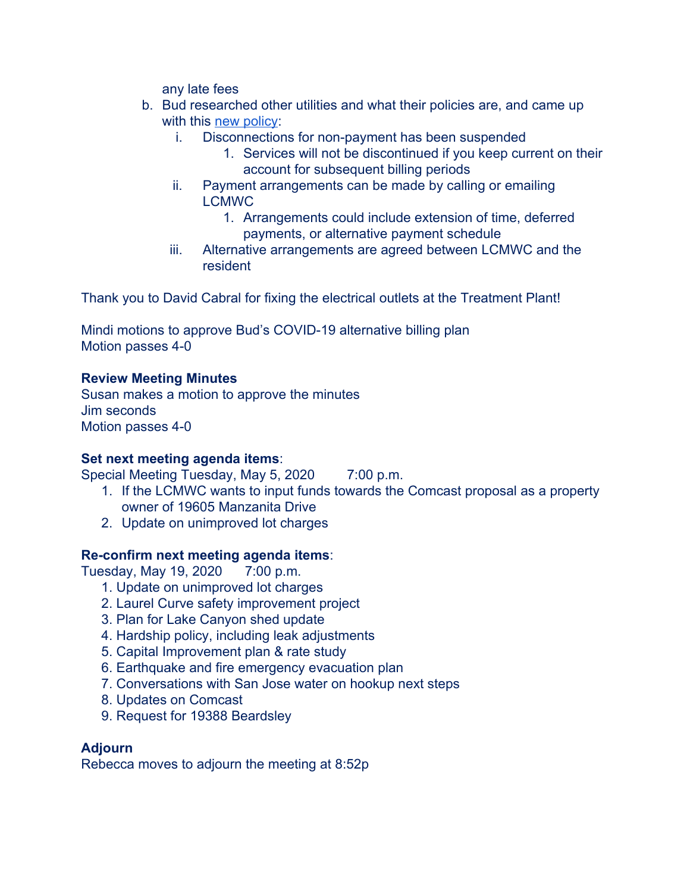any late fees

b. Bud researched other utilities and what their policies are, and came up with this [new policy](new policy):
    i. Disconnections for non-payment has been suspended
        1. Services will not be discontinued if you keep current on their account for subsequent billing periods
    ii. Payment arrangements can be made by calling or emailing LCMWC
        1. Arrangements could include extension of time, deferred payments, or alternative payment schedule
    iii. Alternative arrangements are agreed between LCMWC and the resident

Thank you to David Cabral for fixing the electrical outlets at the Treatment Plant!

Mindi motions to approve Bud's COVID-19 alternative billing plan
Motion passes 4-0

**Review Meeting Minutes**
Susan makes a motion to approve the minutes
Jim seconds
Motion passes 4-0

**Set next meeting agenda items**:
Special Meeting Tuesday, May 5, 2020 7:00 p.m.

1. If the LCMWC wants to input funds towards the Comcast proposal as a property owner of 19605 Manzanita Drive
2. Update on unimproved lot charges

**Re-confirm next meeting agenda items**:
Tuesday, May 19, 2020 7:00 p.m.

1. Update on unimproved lot charges
2. Laurel Curve safety improvement project
3. Plan for Lake Canyon shed update
4. Hardship policy, including leak adjustments
5. Capital Improvement plan & rate study
6. Earthquake and fire emergency evacuation plan
7. Conversations with San Jose water on hookup next steps
8. Updates on Comcast
9. Request for 19388 Beardsley

**Adjourn**
Rebecca moves to adjourn the meeting at 8:52p